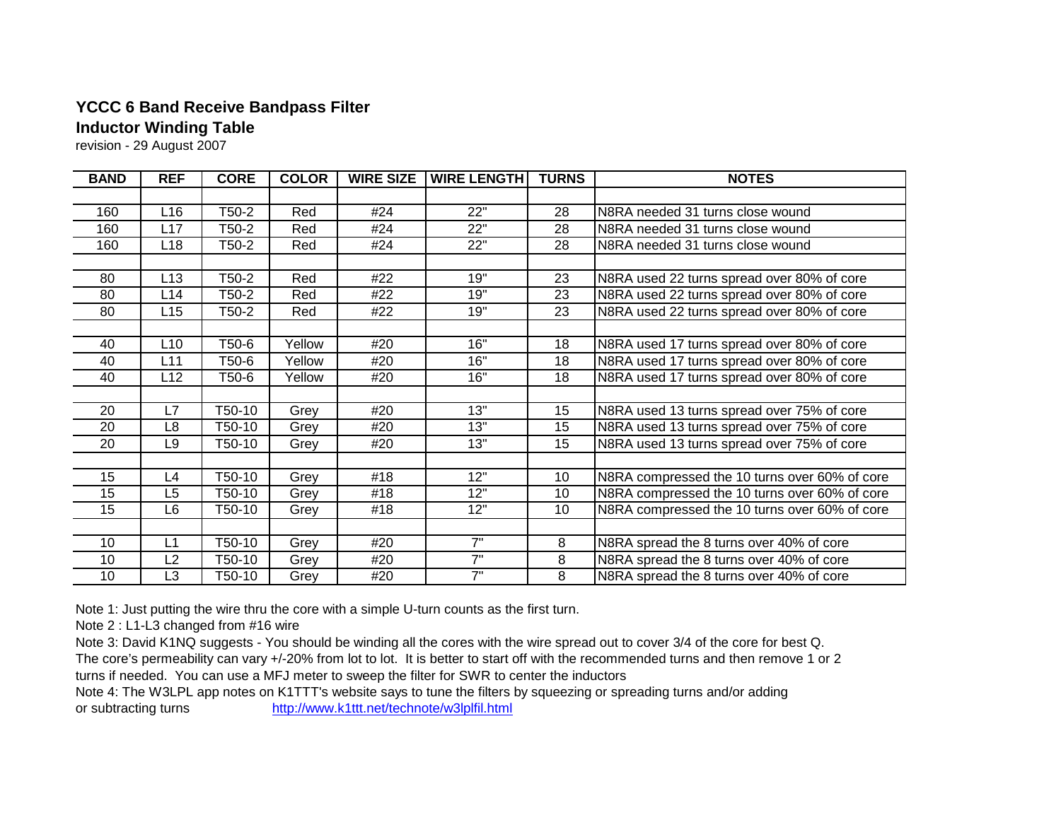# YCCC 6 Band Receive Bandpass Filter

## Inductor Winding Table

revision - 29 August 2007

| BAND | REF | CORE | COLOR | WIRE SIZE | WIRE LENGTH | TURNS | NOTES |
|---|---|---|---|---|---|---|---|
| | | | | | | | |
| 160 | L16 | T50-2 | Red | #24 | 22" | 28 | N8RA needed 31 turns close wound |
| 160 | L17 | T50-2 | Red | #24 | 22" | 28 | N8RA needed 31 turns close wound |
| 160 | L18 | T50-2 | Red | #24 | 22" | 28 | N8RA needed 31 turns close wound |
| | | | | | | | |
| 80 | L13 | T50-2 | Red | #22 | 19" | 23 | N8RA used 22 turns spread over 80% of core |
| 80 | L14 | T50-2 | Red | #22 | 19" | 23 | N8RA used 22 turns spread over 80% of core |
| 80 | L15 | T50-2 | Red | #22 | 19" | 23 | N8RA used 22 turns spread over 80% of core |
| | | | | | | | |
| 40 | L10 | T50-6 | Yellow | #20 | 16" | 18 | N8RA used 17 turns spread over 80% of core |
| 40 | L11 | T50-6 | Yellow | #20 | 16" | 18 | N8RA used 17 turns spread over 80% of core |
| 40 | L12 | T50-6 | Yellow | #20 | 16" | 18 | N8RA used 17 turns spread over 80% of core |
| | | | | | | | |
| 20 | L7 | T50-10 | Grey | #20 | 13" | 15 | N8RA used 13 turns spread over 75% of core |
| 20 | L8 | T50-10 | Grey | #20 | 13" | 15 | N8RA used 13 turns spread over 75% of core |
| 20 | L9 | T50-10 | Grey | #20 | 13" | 15 | N8RA used 13 turns spread over 75% of core |
| | | | | | | | |
| 15 | L4 | T50-10 | Grey | #18 | 12" | 10 | N8RA compressed the 10 turns over 60% of core |
| 15 | L5 | T50-10 | Grey | #18 | 12" | 10 | N8RA compressed the 10 turns over 60% of core |
| 15 | L6 | T50-10 | Grey | #18 | 12" | 10 | N8RA compressed the 10 turns over 60% of core |
| | | | | | | | |
| 10 | L1 | T50-10 | Grey | #20 | 7" | 8 | N8RA spread the 8 turns over 40% of core |
| 10 | L2 | T50-10 | Grey | #20 | 7" | 8 | N8RA spread the 8 turns over 40% of core |
| 10 | L3 | T50-10 | Grey | #20 | 7" | 8 | N8RA spread the 8 turns over 40% of core |

Note 1: Just putting the wire thru the core with a simple U-turn counts as the first turn.

Note 2 : L1-L3 changed from #16 wire

Note 3: David K1NQ suggests - You should be winding all the cores with the wire spread out to cover 3/4 of the core for best Q. The core's permeability can vary +/-20% from lot to lot. It is better to start off with the recommended turns and then remove 1 or 2 turns if needed. You can use a MFJ meter to sweep the filter for SWR to center the inductors

Note 4: The W3LPL app notes on K1TTT's website says to tune the filters by squeezing or spreading turns and/or adding or subtracting turns http://www.k1ttt.net/technote/w3lplfil.html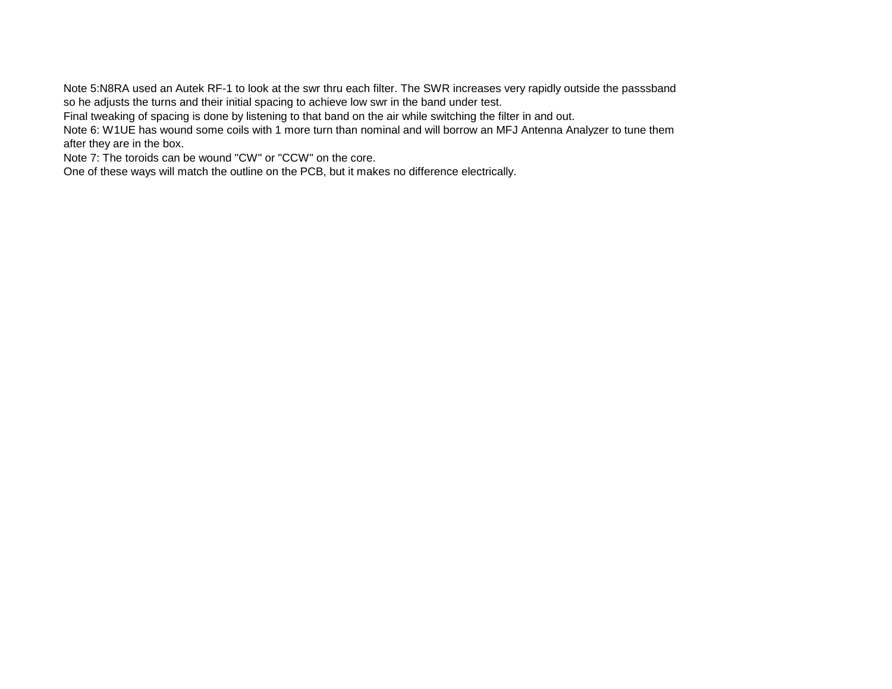Note 5:N8RA used an Autek RF-1 to look at the swr thru each filter. The SWR increases very rapidly outside the passsband so he adjusts the turns and their initial spacing to achieve low swr in the band under test.
Final tweaking of spacing is done by listening to that band on the air while switching the filter in and out.
Note 6: W1UE has wound some coils with 1 more turn than nominal and will borrow an MFJ Antenna Analyzer to tune them after they are in the box.
Note 7: The toroids can be wound "CW" or "CCW" on the core.
One of these ways will match the outline on the PCB, but it makes no difference electrically.